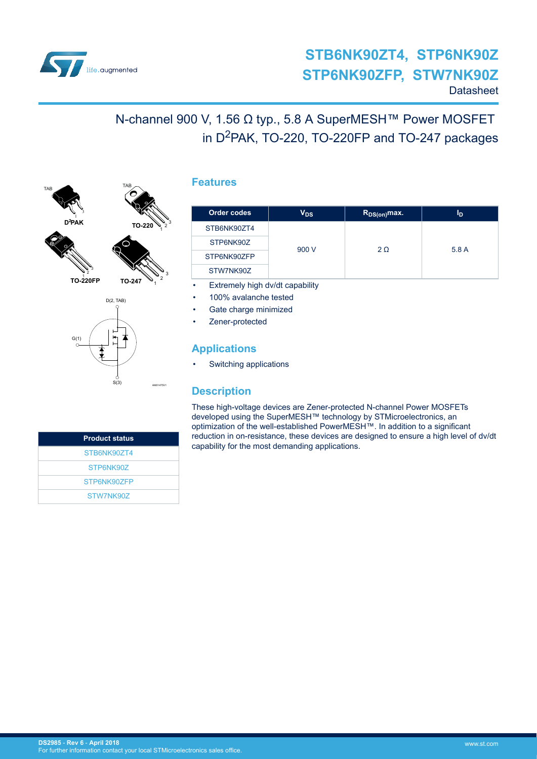# STB6NK90ZT4, STP6NK90Z STP6NK90ZFP, STW7NK90Z

Datasheet

## N-channel 900 V, 1.56 Ω typ., 5.8 A SuperMESH™ Power MOSFET in $D^2PAK$, TO-220, TO-220FP and TO-247 packages

TAB

$D^2PAK$

TO-220

TO-220FP

TO-247

D(2, TAB)

G(1)

S(3)

## Features

| Order codes | $V_{DS}$ | $R_{DS(on)}$max. | $I_D$ |
| --- | --- | --- | --- |
| STB6NK90ZT4 | 900 V | 2 Ω | 5.8 A |
| STP6NK90Z | | | |
| STP6NK90ZFP | | | |
| STW7NK90Z | | | |

- Extremely high dv/dt capability
- 100% avalanche tested
- Gate charge minimized
- Zener-protected

## Applications

- Switching applications

## Description

These high-voltage devices are Zener-protected N-channel Power MOSFETs developed using the SuperMESH™ technology by STMicroelectronics, an optimization of the well-established PowerMESH™. In addition to a significant reduction in on-resistance, these devices are designed to ensure a high level of dv/dt capability for the most demanding applications.

| Product status |
| --- |
| STB6NK90ZT4 |
| STP6NK90Z |
| STP6NK90ZFP |
| STW7NK90Z |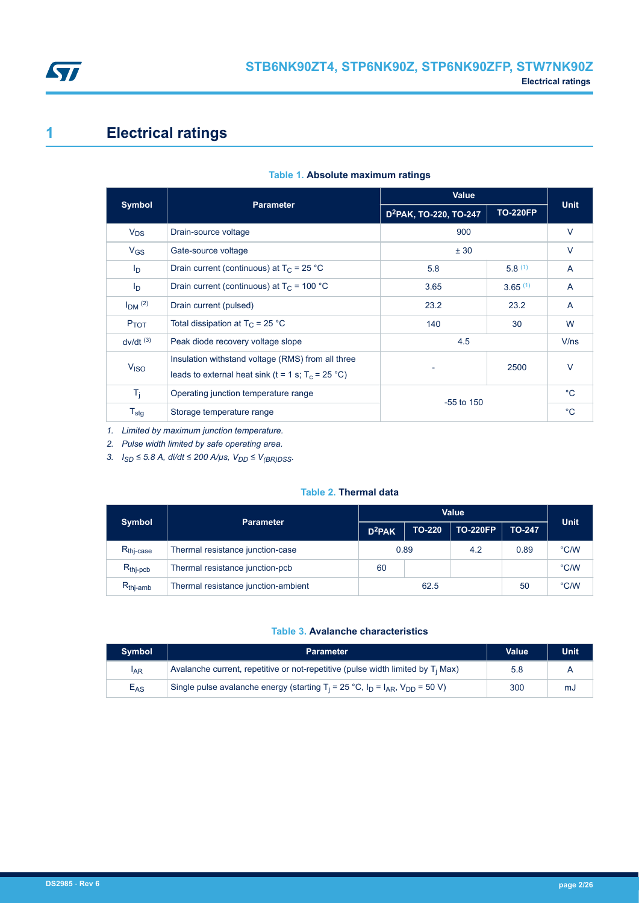# 1 Electrical ratings

**Table 1. Absolute maximum ratings**

| Symbol | Parameter | Value | | Unit |
|---|---|---|---|---|
| | | $D^2PAK$, TO-220, TO-247 | TO-220FP | |
| $V_{DS}$ | Drain-source voltage | 900 | | V |
| $V_{GS}$ | Gate-source voltage | ± 30 | | V |
| $I_D$ | Drain current (continuous) at $T_C$ = 25 °C | 5.8 | 5.8 [1] | A |
| $I_D$ | Drain current (continuous) at $T_C$ = 100 °C | 3.65 | 3.65 [1] | A |
| $I_{DM}$ [2] | Drain current (pulsed) | 23.2 | 23.2 | A |
| $P_{TOT}$ | Total dissipation at $T_C$ = 25 °C | 140 | 30 | W |
| dv/dt [3] | Peak diode recovery voltage slope | 4.5 | | V/ns |
| $V_{ISO}$ | Insulation withstand voltage (RMS) from all three leads to external heat sink (t = 1 s; $T_c$ = 25 °C) | - | 2500 | V |
| $T_j$ | Operating junction temperature range | -55 to 150 | | °C |
| $T_{stg}$ | Storage temperature range | | | °C |

1. *Limited by maximum junction temperature.*
2. *Pulse width limited by safe operating area.*
3. *$I_{SD}$ ≤ 5.8 A, di/dt ≤ 200 A/µs, $V_{DD}$ ≤ $V_{(BR)DSS}$.*

**Table 2. Thermal data**

| Symbol | Parameter | Value | | | | Unit |
|---|---|---|---|---|---|---|
| | | $D^2PAK$ | TO-220 | TO-220FP | TO-247 | |
| $R_{thj-case}$ | Thermal resistance junction-case | 0.89 | | 4.2 | 0.89 | °C/W |
| $R_{thj-pcb}$ | Thermal resistance junction-pcb | 60 | | | | °C/W |
| $R_{thj-amb}$ | Thermal resistance junction-ambient | 62.5 | | | 50 | °C/W |

**Table 3. Avalanche characteristics**

| Symbol | Parameter | Value | Unit |
|---|---|---|---|
| $I_{AR}$ | Avalanche current, repetitive or not-repetitive (pulse width limited by $T_j$ Max) | 5.8 | A |
| $E_{AS}$ | Single pulse avalanche energy (starting $T_j$ = 25 °C, $I_D$ = $I_{AR}$, $V_{DD}$ = 50 V) | 300 | mJ |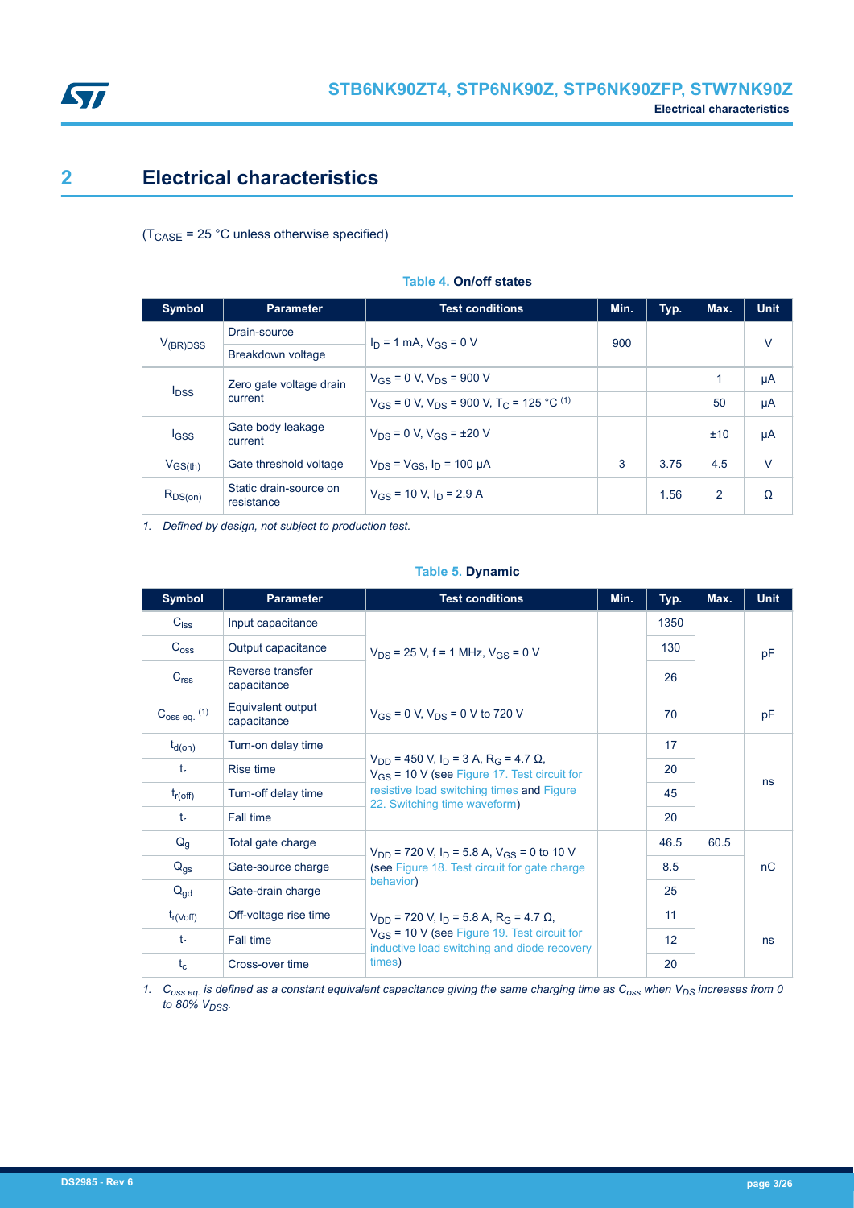# 2 Electrical characteristics

($T_{CASE}$ = 25 °C unless otherwise specified)

**Table 4. On/off states**

| Symbol | Parameter | Test conditions | Min. | Typ. | Max. | Unit |
|---|---|---|---|---|---|---|
| $V_{(BR)DSS}$ | Drain-source Breakdown voltage | $I_D$ = 1 mA, $V_{GS}$ = 0 V | 900 | | | V |
| $I_{DSS}$ | Zero gate voltage drain current | $V_{GS}$ = 0 V, $V_{DS}$ = 900 V | | | 1 | µA |
| | | $V_{GS}$ = 0 V, $V_{DS}$ = 900 V, $T_C$ = 125 °C [(1)] | | | 50 | µA |
| $I_{GSS}$ | Gate body leakage current | $V_{DS}$ = 0 V, $V_{GS}$ = ±20 V | | | ±10 | µA |
| $V_{GS(th)}$ | Gate threshold voltage | $V_{DS}$ = $V_{GS}$, $I_D$ = 100 µA | 3 | 3.75 | 4.5 | V |
| $R_{DS(on)}$ | Static drain-source on resistance | $V_{GS}$ = 10 V, $I_D$ = 2.9 A | | 1.56 | 2 | Ω |

*1. Defined by design, not subject to production test.*

**Table 5. Dynamic**

| Symbol | Parameter | Test conditions | Min. | Typ. | Max. | Unit |
|---|---|---|---|---|---|---|
| $C_{iss}$ | Input capacitance | $V_{DS}$ = 25 V, f = 1 MHz, $V_{GS}$ = 0 V | | 1350 | | pF |
| $C_{oss}$ | Output capacitance | | | 130 | | |
| $C_{rss}$ | Reverse transfer capacitance | | | 26 | | |
| $C_{oss\ eq.}$ [(1)] | Equivalent output capacitance | $V_{GS}$ = 0 V, $V_{DS}$ = 0 V to 720 V | | 70 | | pF |
| $t_{d(on)}$ | Turn-on delay time | $V_{DD}$ = 450 V, $I_D$ = 3 A, $R_G$ = 4.7 Ω, $V_{GS}$ = 10 V (see Figure 17. Test circuit for resistive load switching times and Figure 22. Switching time waveform) | | 17 | | ns |
| $t_r$ | Rise time | | | 20 | | |
| $t_{r(off)}$ | Turn-off delay time | | | 45 | | |
| $t_r$ | Fall time | | | 20 | | |
| $Q_g$ | Total gate charge | $V_{DD}$ = 720 V, $I_D$ = 5.8 A, $V_{GS}$ = 0 to 10 V (see Figure 18. Test circuit for gate charge behavior) | | 46.5 | 60.5 | nC |
| $Q_{gs}$ | Gate-source charge | | | 8.5 | | |
| $Q_{gd}$ | Gate-drain charge | | | 25 | | |
| $t_{r(Voff)}$ | Off-voltage rise time | $V_{DD}$ = 720 V, $I_D$ = 5.8 A, $R_G$ = 4.7 Ω, $V_{GS}$ = 10 V (see Figure 19. Test circuit for inductive load switching and diode recovery times) | | 11 | | ns |
| $t_f$ | Fall time | | | 12 | | |
| $t_c$ | Cross-over time | | | 20 | | |

*1. $C_{oss\ eq.}$ is defined as a constant equivalent capacitance giving the same charging time as $C_{oss}$ when $V_{DS}$ increases from 0 to 80% $V_{DSS}$.*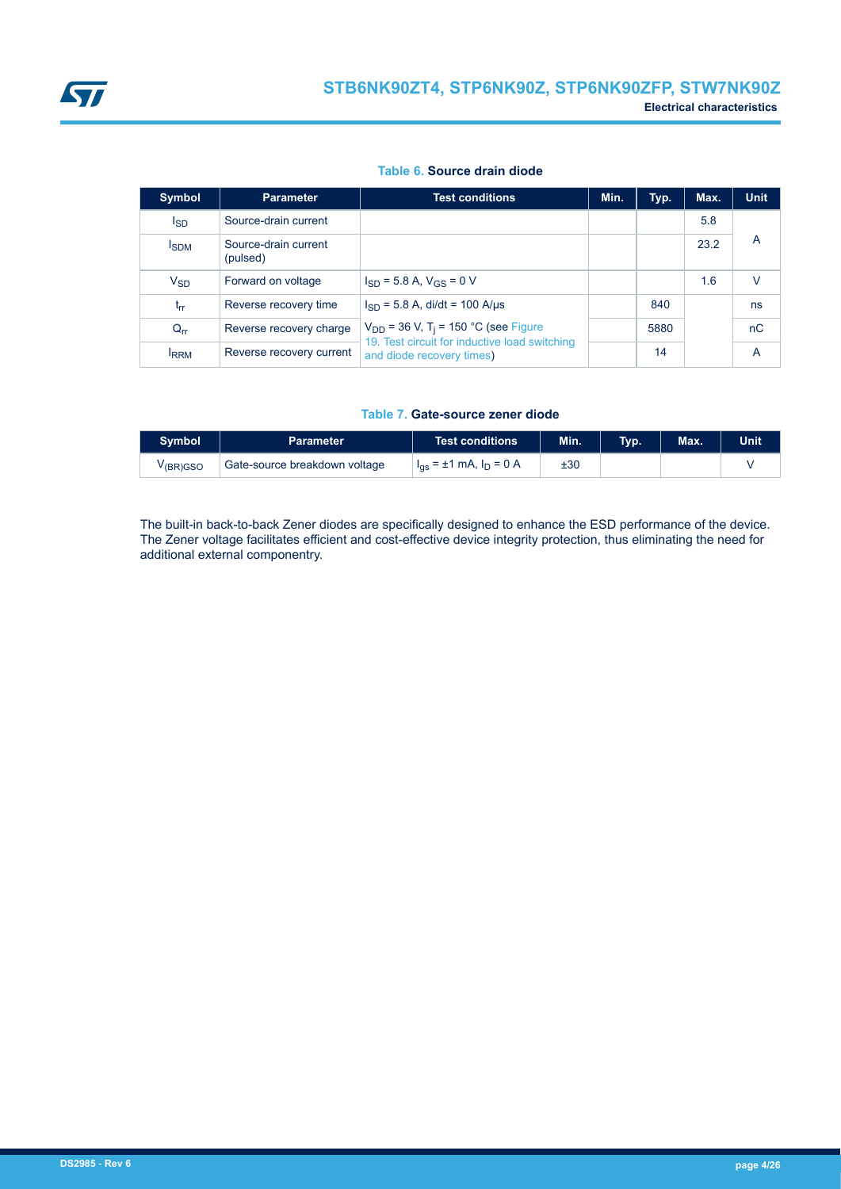**Table 6. Source drain diode**

| Symbol | Parameter | Test conditions | Min. | Typ. | Max. | Unit |
|---|---|---|---|---|---|---|
| $I_{SD}$ | Source-drain current | | | | 5.8 | A |
| $I_{SDM}$ | Source-drain current (pulsed) | | | | 23.2 | A |
| $V_{SD}$ | Forward on voltage | $I_{SD}$ = 5.8 A, $V_{GS}$ = 0 V | | | 1.6 | V |
| $t_{rr}$ | Reverse recovery time | $I_{SD}$ = 5.8 A, di/dt = 100 A/µs $V_{DD}$ = 36 V, $T_j$ = 150 °C (see Figure 19. Test circuit for inductive load switching and diode recovery times) | | 840 | | ns |
| $Q_{rr}$ | Reverse recovery charge | | | 5880 | | nC |
| $I_{RRM}$ | Reverse recovery current | | | 14 | | A |

**Table 7. Gate-source zener diode**

| Symbol | Parameter | Test conditions | Min. | Typ. | Max. | Unit |
|---|---|---|---|---|---|---|
| $V_{(BR)GSO}$ | Gate-source breakdown voltage | $I_{gs}$ = ±1 mA, $I_D$ = 0 A | ±30 | | | V |

The built-in back-to-back Zener diodes are specifically designed to enhance the ESD performance of the device. The Zener voltage facilitates efficient and cost-effective device integrity protection, thus eliminating the need for additional external componentry.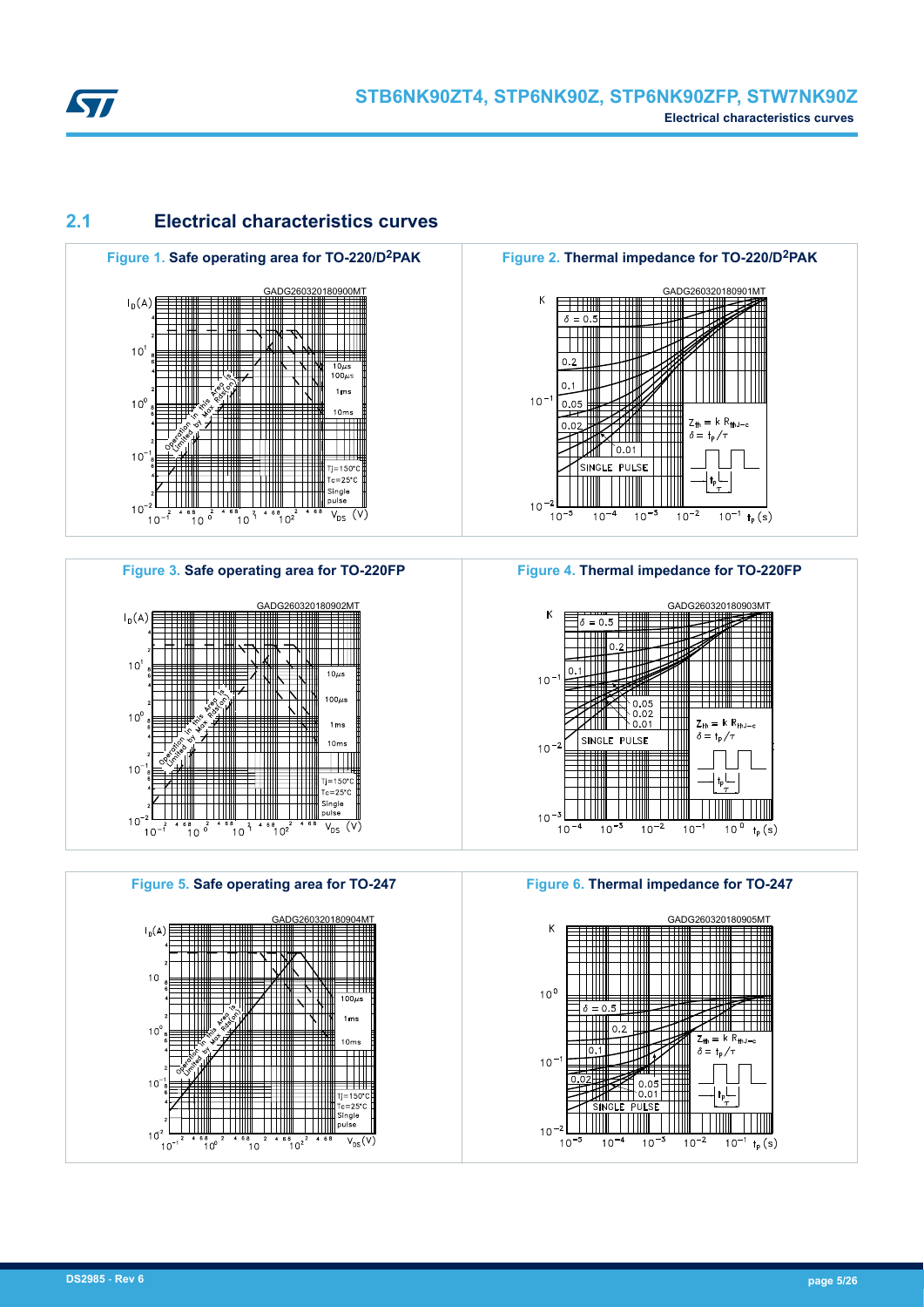## 2.1 Electrical characteristics curves

**Figure 1.** Safe operating area for TO-220/D²PAK

**Figure 2.** Thermal impedance for TO-220/D²PAK

**Figure 3.** Safe operating area for TO-220FP

**Figure 4.** Thermal impedance for TO-220FP

**Figure 5.** Safe operating area for TO-247

**Figure 6.** Thermal impedance for TO-247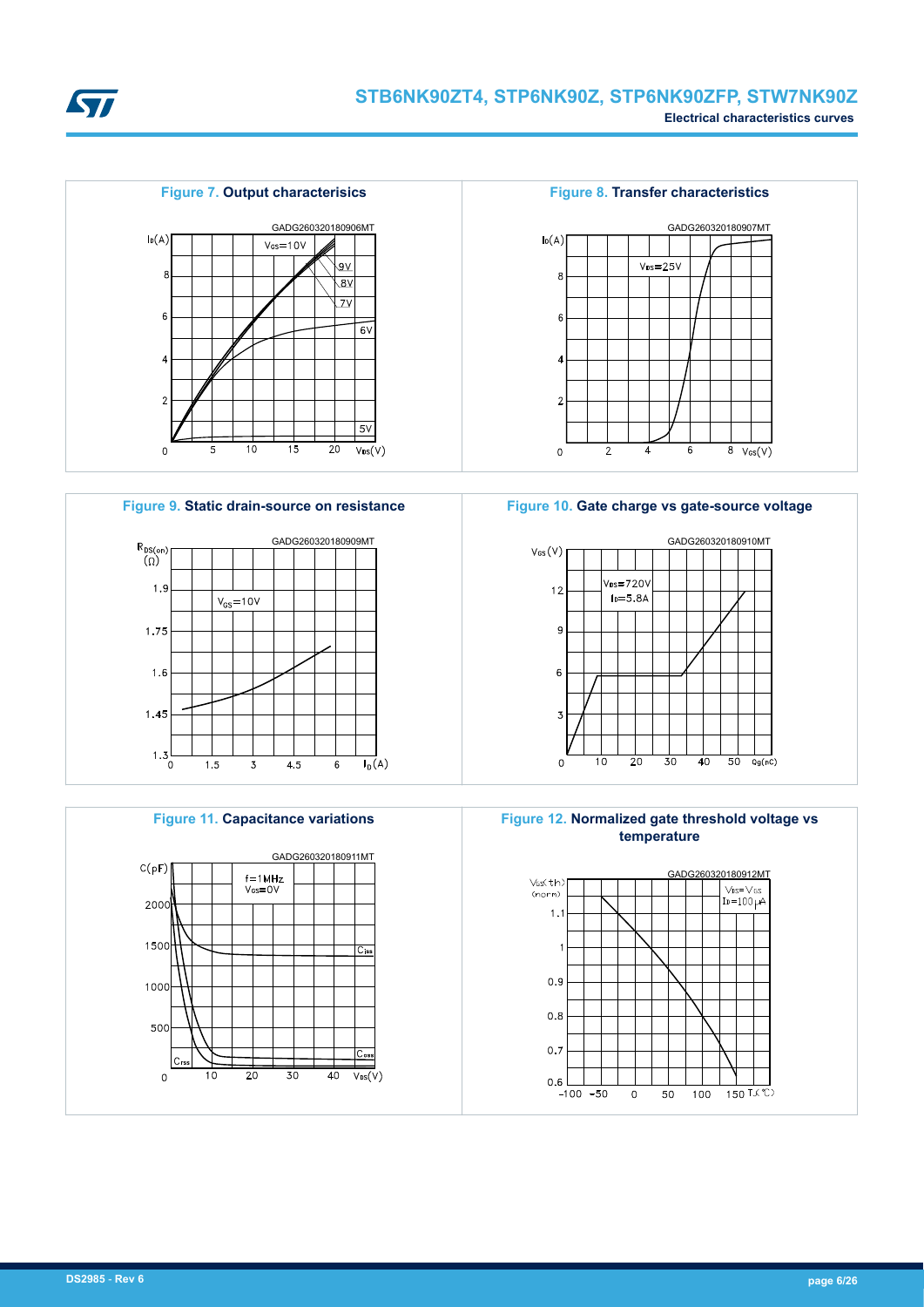**Figure 7.** Output characterisics

GADG260320180906MT

**Figure 8.** Transfer characteristics

GADG260320180907MT

**Figure 9.** Static drain-source on resistance

GADG260320180909MT

**Figure 10.** Gate charge vs gate-source voltage

GADG260320180910MT

**Figure 11.** Capacitance variations

GADG260320180911MT

**Figure 12.** Normalized gate threshold voltage vs temperature

GADG260320180912MT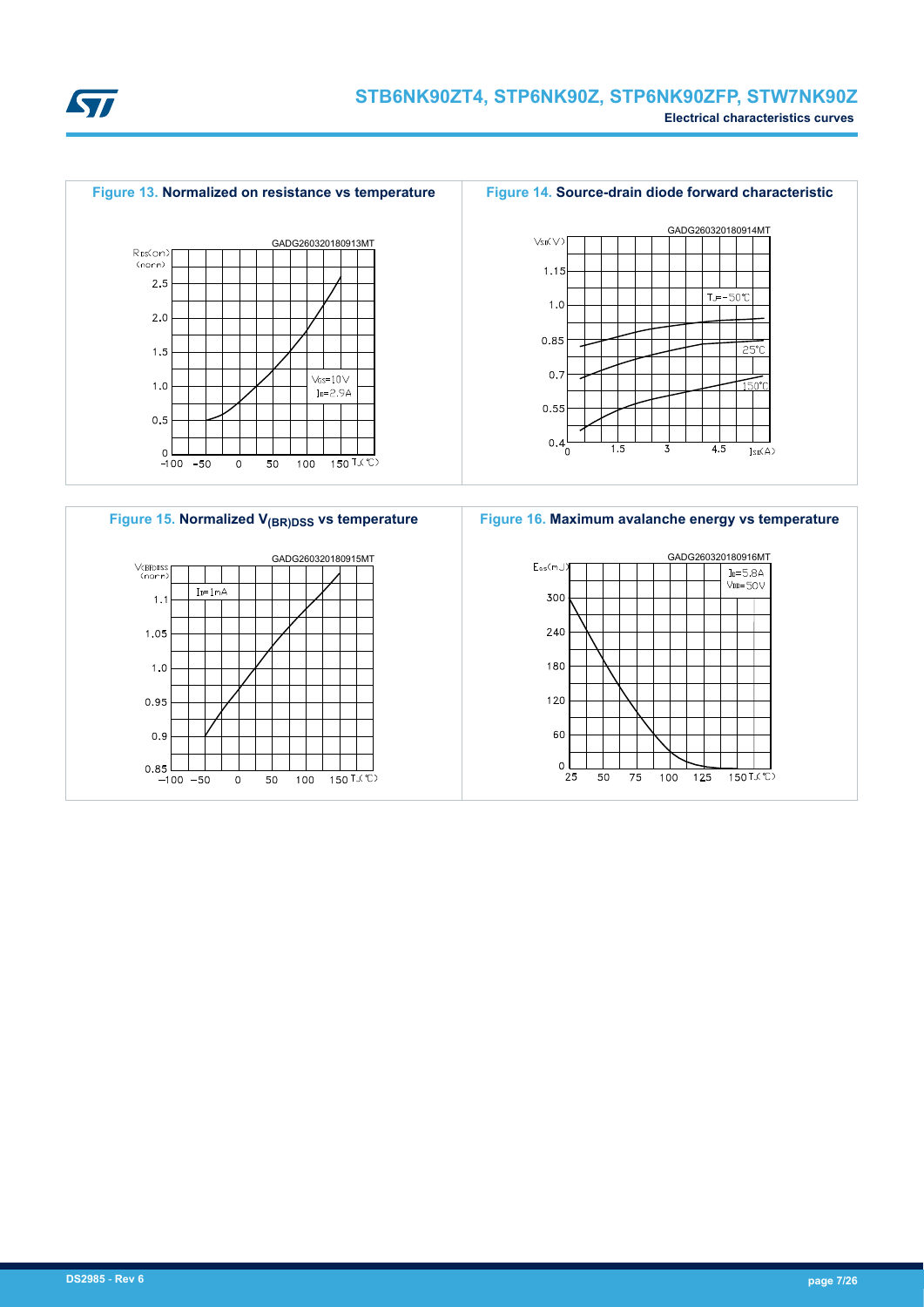**Figure 13.** Normalized on resistance vs temperature

**Figure 14.** Source-drain diode forward characteristic

**Figure 15.** Normalized $V_{(BR)DSS}$ vs temperature

**Figure 16.** Maximum avalanche energy vs temperature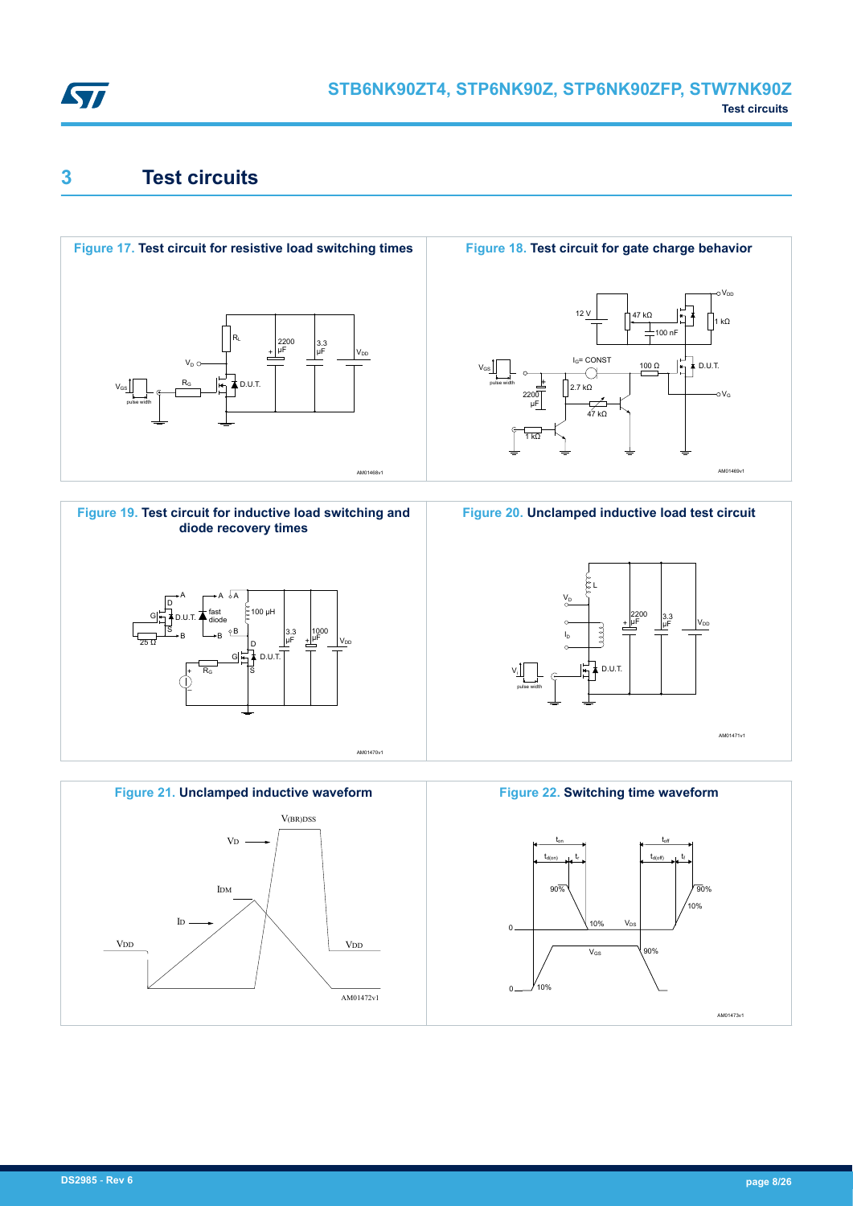# 3 Test circuits

**Figure 17. Test circuit for resistive load switching times**

**Figure 18. Test circuit for gate charge behavior**

**Figure 19. Test circuit for inductive load switching and diode recovery times**

**Figure 20. Unclamped inductive load test circuit**

**Figure 21. Unclamped inductive waveform**

**Figure 22. Switching time waveform**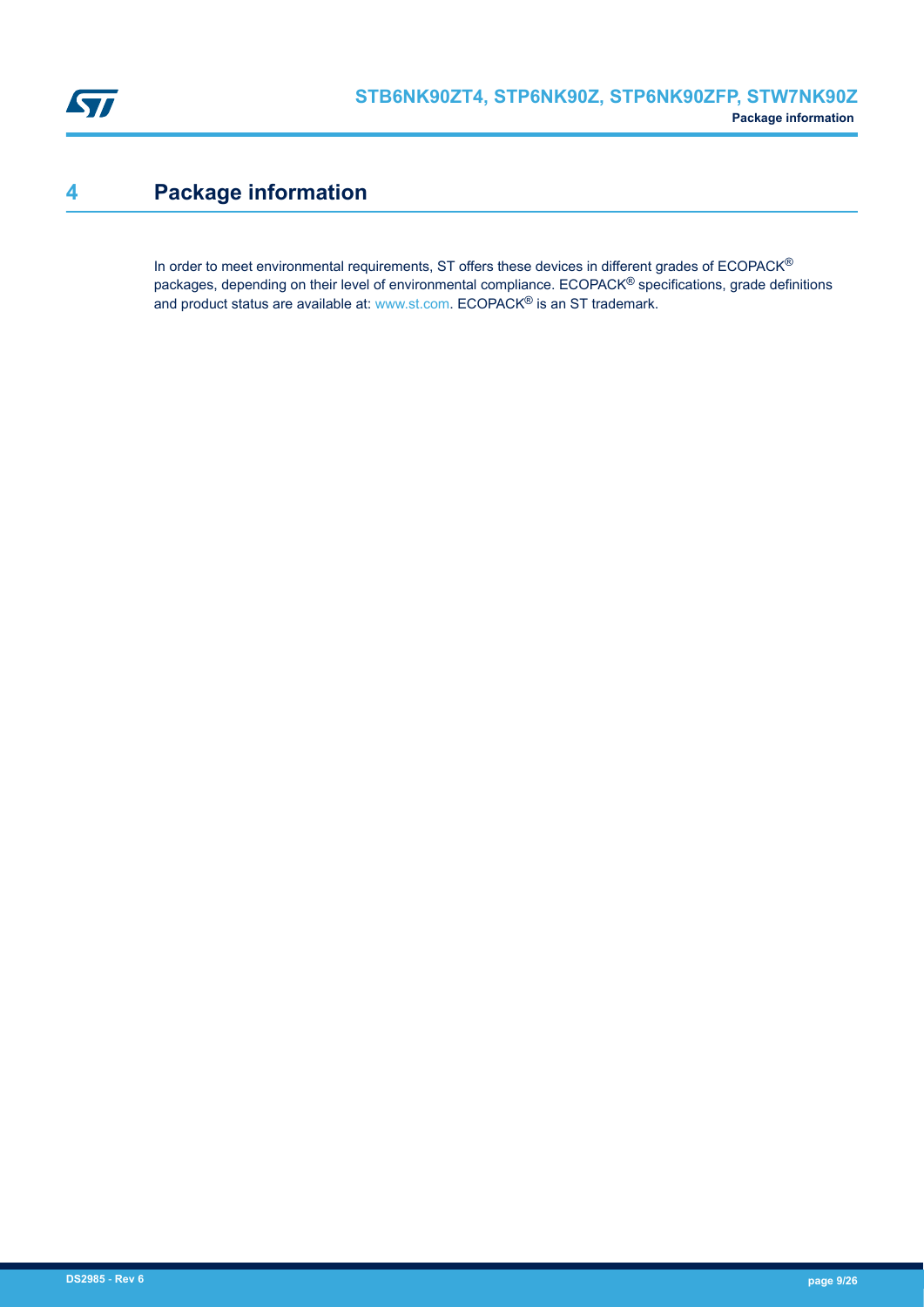# 4 Package information

In order to meet environmental requirements, ST offers these devices in different grades of ECOPACK® packages, depending on their level of environmental compliance. ECOPACK® specifications, grade definitions and product status are available at: www.st.com. ECOPACK® is an ST trademark.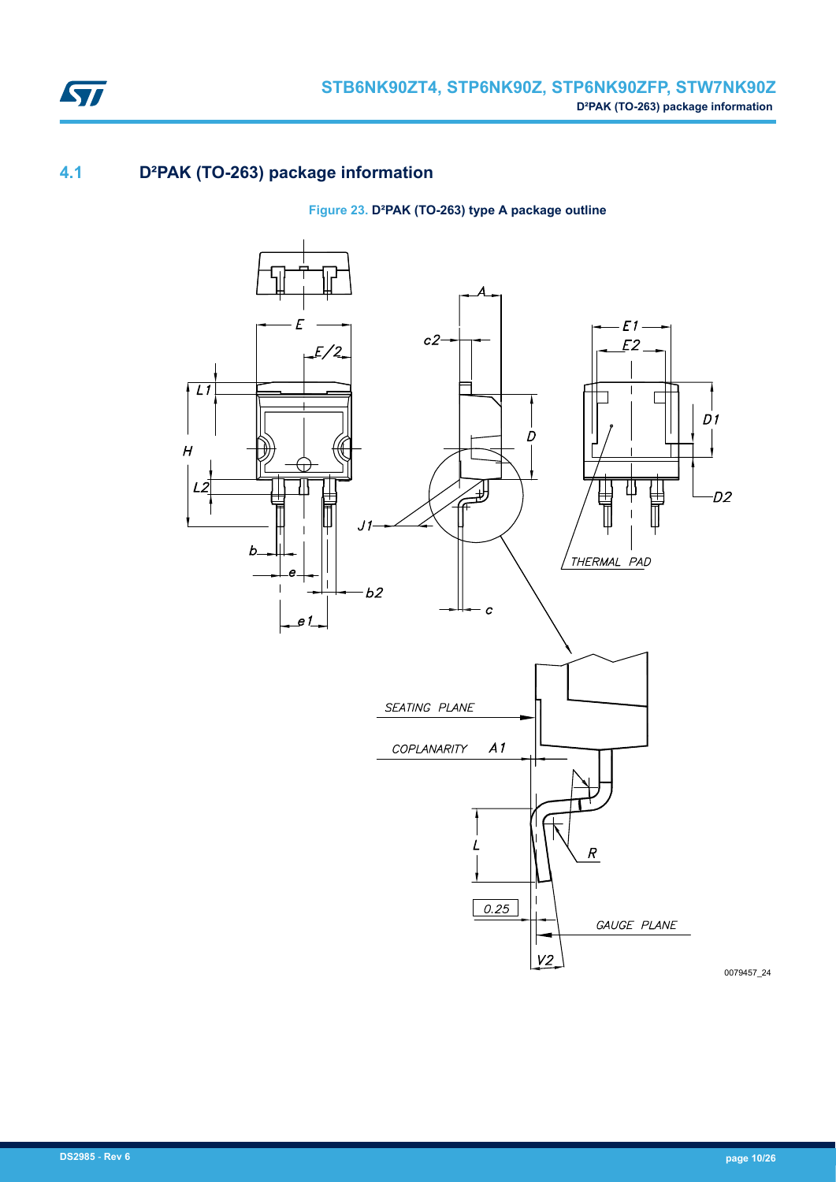## 4.1 D²PAK (TO-263) package information

Figure 23. D²PAK (TO-263) type A package outline

0079457_24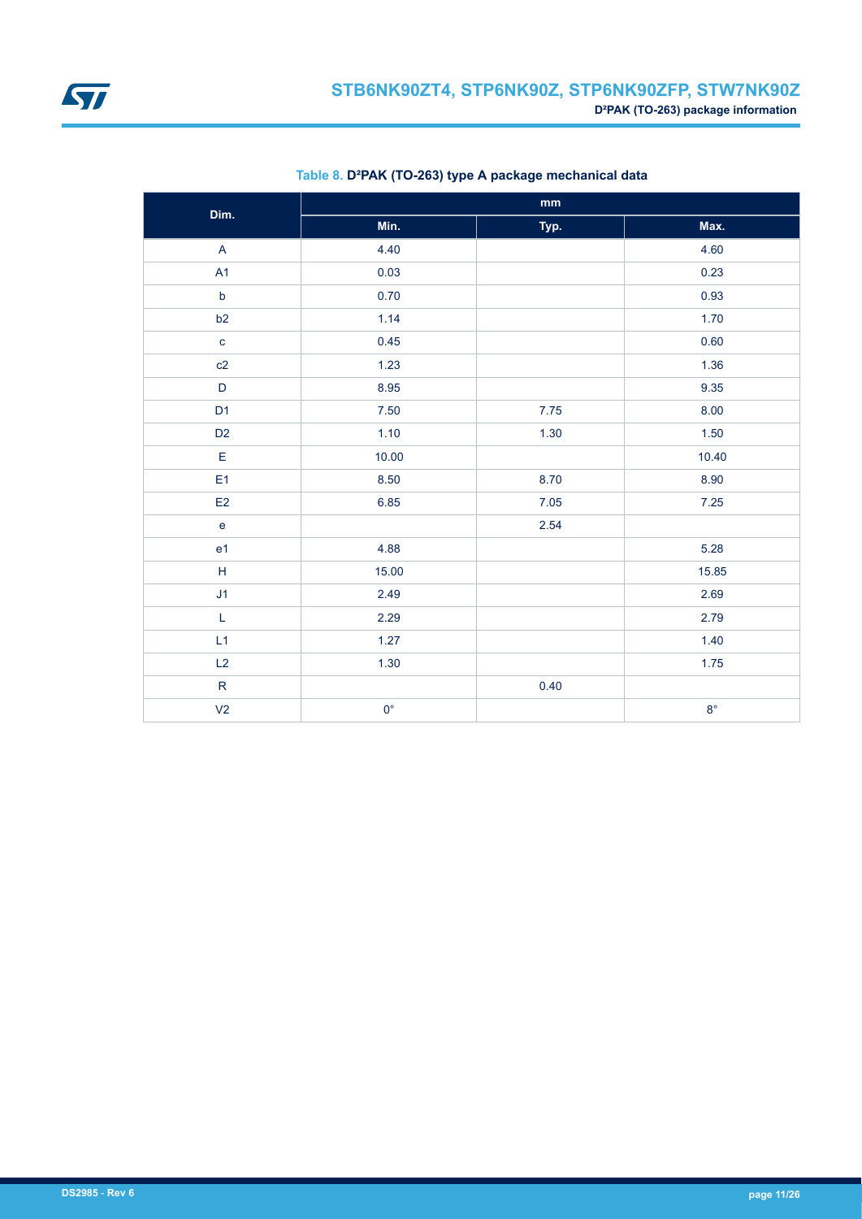Table 8. D²PAK (TO-263) type A package mechanical data

| Dim. | mm | | |
|---|---|---|---|
| | Min. | Typ. | Max. |
| A | 4.40 | | 4.60 |
| A1 | 0.03 | | 0.23 |
| b | 0.70 | | 0.93 |
| b2 | 1.14 | | 1.70 |
| c | 0.45 | | 0.60 |
| c2 | 1.23 | | 1.36 |
| D | 8.95 | | 9.35 |
| D1 | 7.50 | 7.75 | 8.00 |
| D2 | 1.10 | 1.30 | 1.50 |
| E | 10.00 | | 10.40 |
| E1 | 8.50 | 8.70 | 8.90 |
| E2 | 6.85 | 7.05 | 7.25 |
| e | | 2.54 | |
| e1 | 4.88 | | 5.28 |
| H | 15.00 | | 15.85 |
| J1 | 2.49 | | 2.69 |
| L | 2.29 | | 2.79 |
| L1 | 1.27 | | 1.40 |
| L2 | 1.30 | | 1.75 |
| R | | 0.40 | |
| V2 | 0° | | 8° |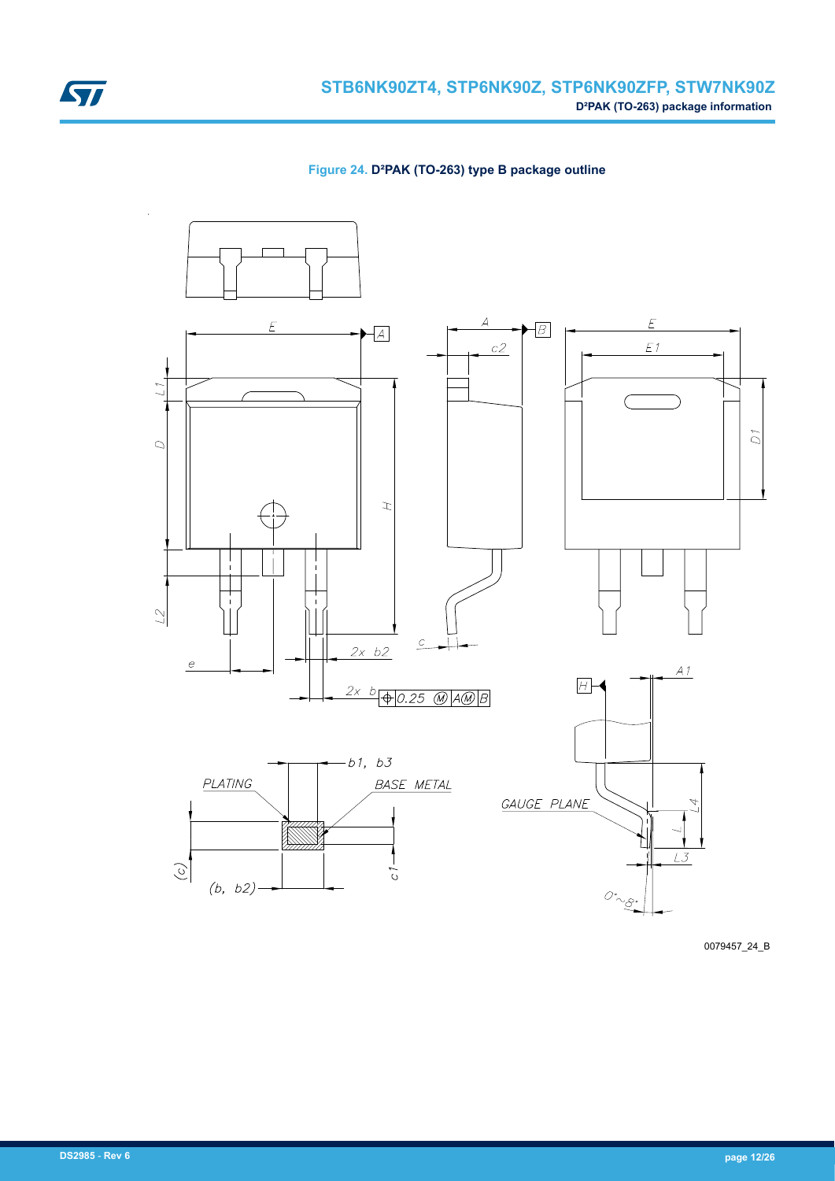**Figure 24. D²PAK (TO-263) type B package outline**

0079457_24_B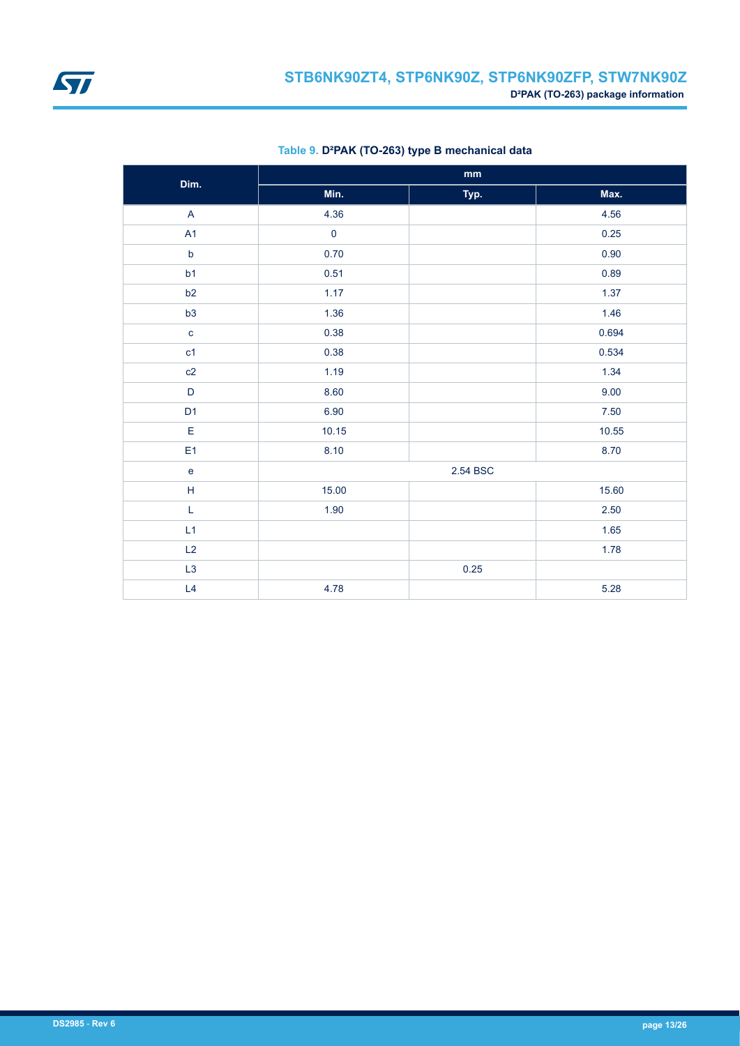**Table 9. D²PAK (TO-263) type B mechanical data**

| Dim. | mm | | |
|---|---|---|---|
| | Min. | Typ. | Max. |
| A | 4.36 | | 4.56 |
| A1 | 0 | | 0.25 |
| b | 0.70 | | 0.90 |
| b1 | 0.51 | | 0.89 |
| b2 | 1.17 | | 1.37 |
| b3 | 1.36 | | 1.46 |
| c | 0.38 | | 0.694 |
| c1 | 0.38 | | 0.534 |
| c2 | 1.19 | | 1.34 |
| D | 8.60 | | 9.00 |
| D1 | 6.90 | | 7.50 |
| E | 10.15 | | 10.55 |
| E1 | 8.10 | | 8.70 |
| e | | 2.54 BSC | |
| H | 15.00 | | 15.60 |
| L | 1.90 | | 2.50 |
| L1 | | | 1.65 |
| L2 | | | 1.78 |
| L3 | | 0.25 | |
| L4 | 4.78 | | 5.28 |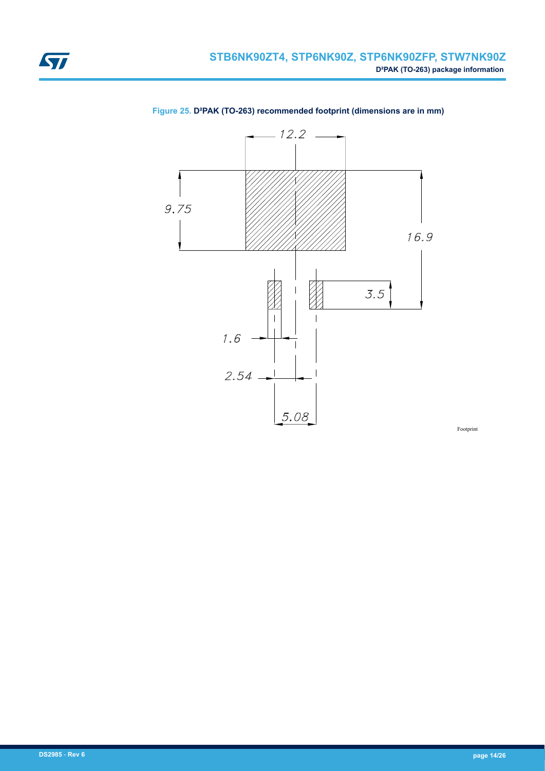Figure 25. D²PAK (TO-263) recommended footprint (dimensions are in mm)

12.2

9.75

16.9

3.5

1.6

2.54

5.08

Footprint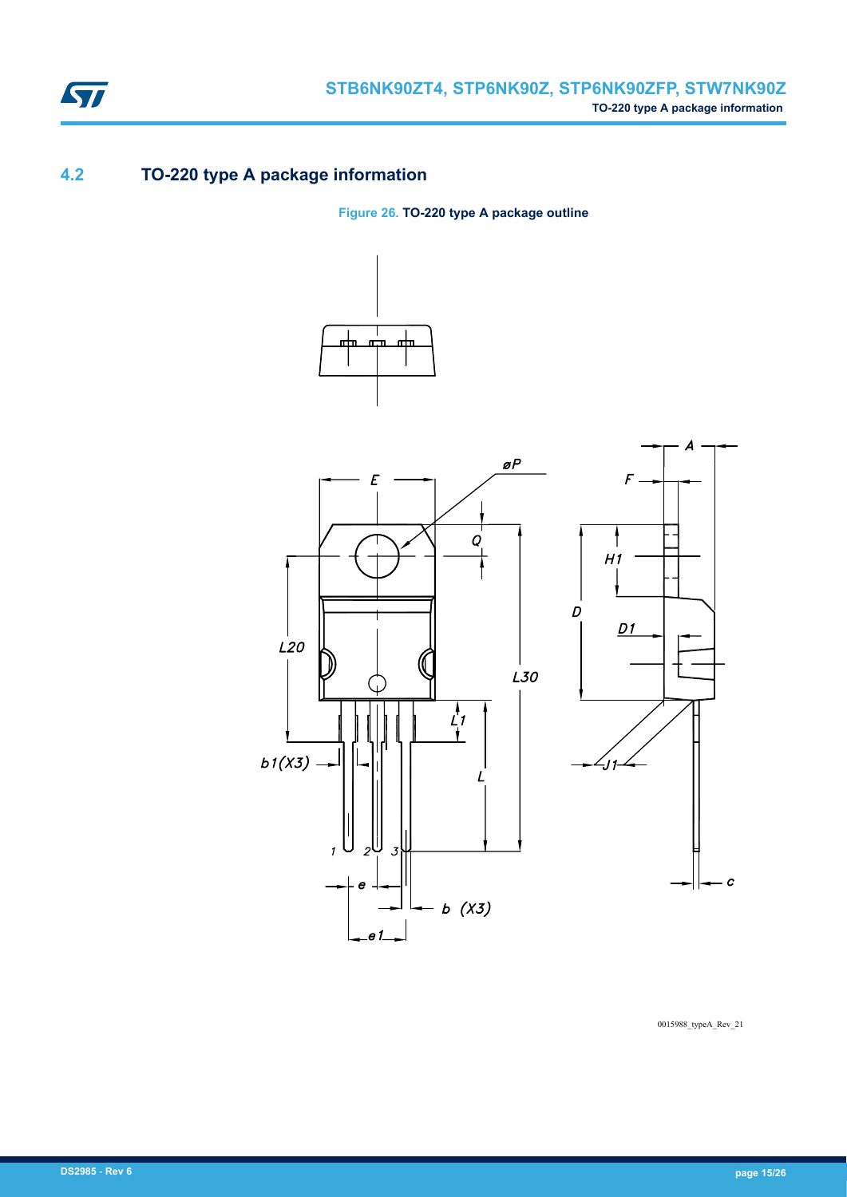## 4.2 TO-220 type A package information

**Figure 26. TO-220 type A package outline**

0015988_typeA_Rev_21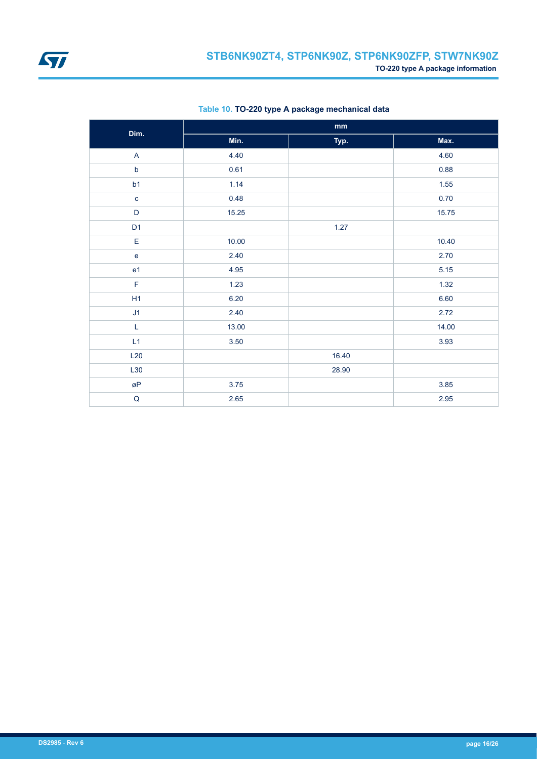**Table 10. TO-220 type A package mechanical data**

| Dim. | mm | | |
|---|---|---|---|
| | Min. | Typ. | Max. |
| A | 4.40 | | 4.60 |
| b | 0.61 | | 0.88 |
| b1 | 1.14 | | 1.55 |
| c | 0.48 | | 0.70 |
| D | 15.25 | | 15.75 |
| D1 | | 1.27 | |
| E | 10.00 | | 10.40 |
| e | 2.40 | | 2.70 |
| e1 | 4.95 | | 5.15 |
| F | 1.23 | | 1.32 |
| H1 | 6.20 | | 6.60 |
| J1 | 2.40 | | 2.72 |
| L | 13.00 | | 14.00 |
| L1 | 3.50 | | 3.93 |
| L20 | | 16.40 | |
| L30 | | 28.90 | |
| øP | 3.75 | | 3.85 |
| Q | 2.65 | | 2.95 |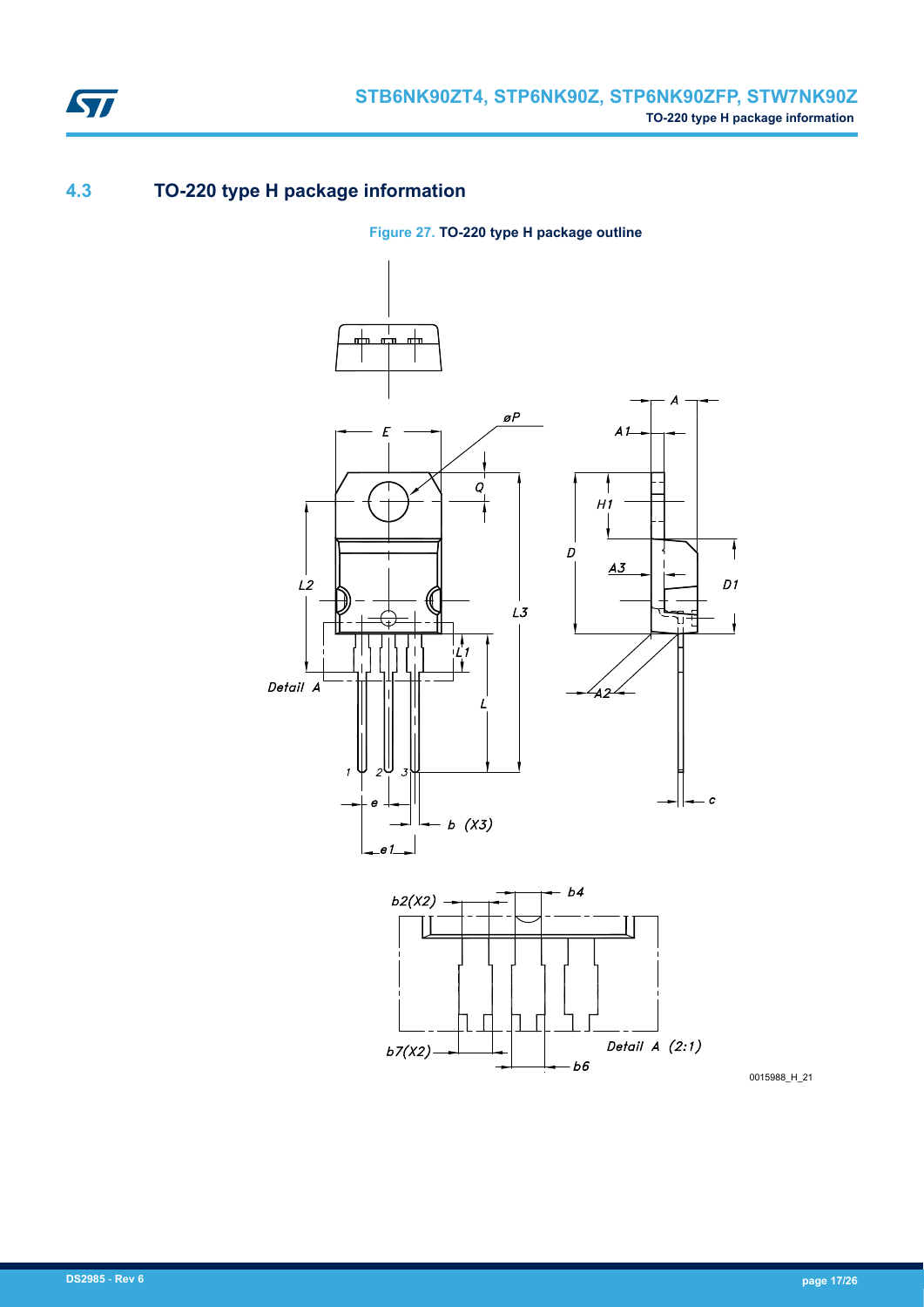## 4.3 TO-220 type H package information

Figure 27. **TO-220 type H package outline**

0015988_H_21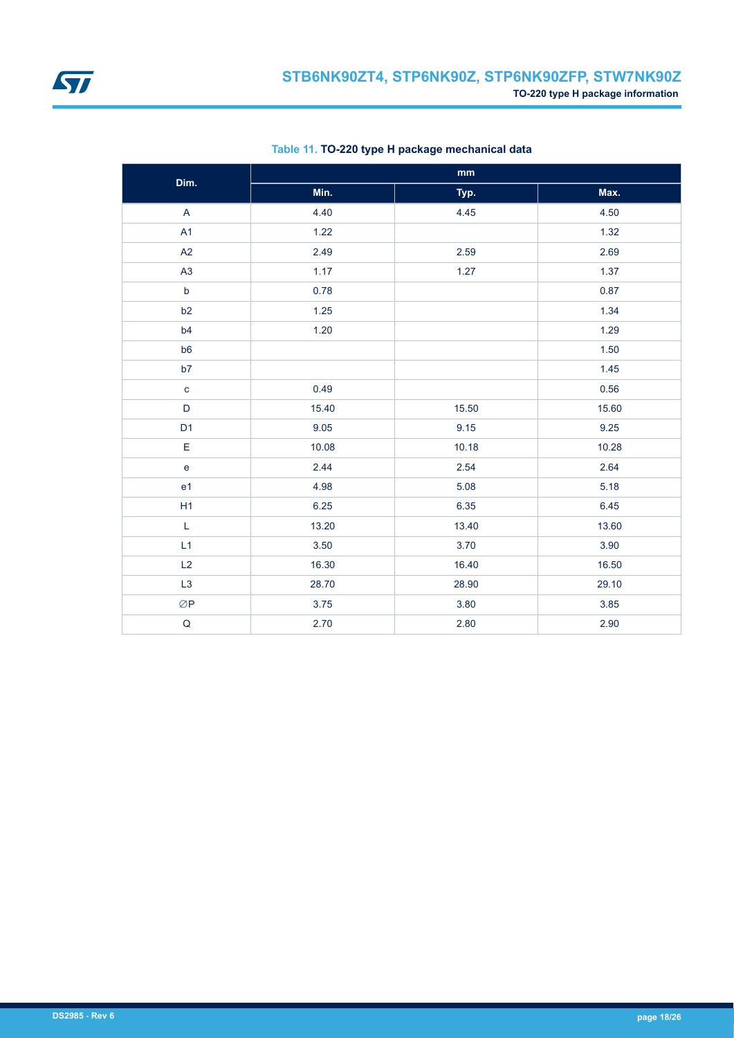Table 11. **TO-220 type H package mechanical data**

| Dim. | mm | | |
|---|---|---|---|
| | Min. | Typ. | Max. |
| A | 4.40 | 4.45 | 4.50 |
| A1 | 1.22 | | 1.32 |
| A2 | 2.49 | 2.59 | 2.69 |
| A3 | 1.17 | 1.27 | 1.37 |
| b | 0.78 | | 0.87 |
| b2 | 1.25 | | 1.34 |
| b4 | 1.20 | | 1.29 |
| b6 | | | 1.50 |
| b7 | | | 1.45 |
| c | 0.49 | | 0.56 |
| D | 15.40 | 15.50 | 15.60 |
| D1 | 9.05 | 9.15 | 9.25 |
| E | 10.08 | 10.18 | 10.28 |
| e | 2.44 | 2.54 | 2.64 |
| e1 | 4.98 | 5.08 | 5.18 |
| H1 | 6.25 | 6.35 | 6.45 |
| L | 13.20 | 13.40 | 13.60 |
| L1 | 3.50 | 3.70 | 3.90 |
| L2 | 16.30 | 16.40 | 16.50 |
| L3 | 28.70 | 28.90 | 29.10 |
| ∅P | 3.75 | 3.80 | 3.85 |
| Q | 2.70 | 2.80 | 2.90 |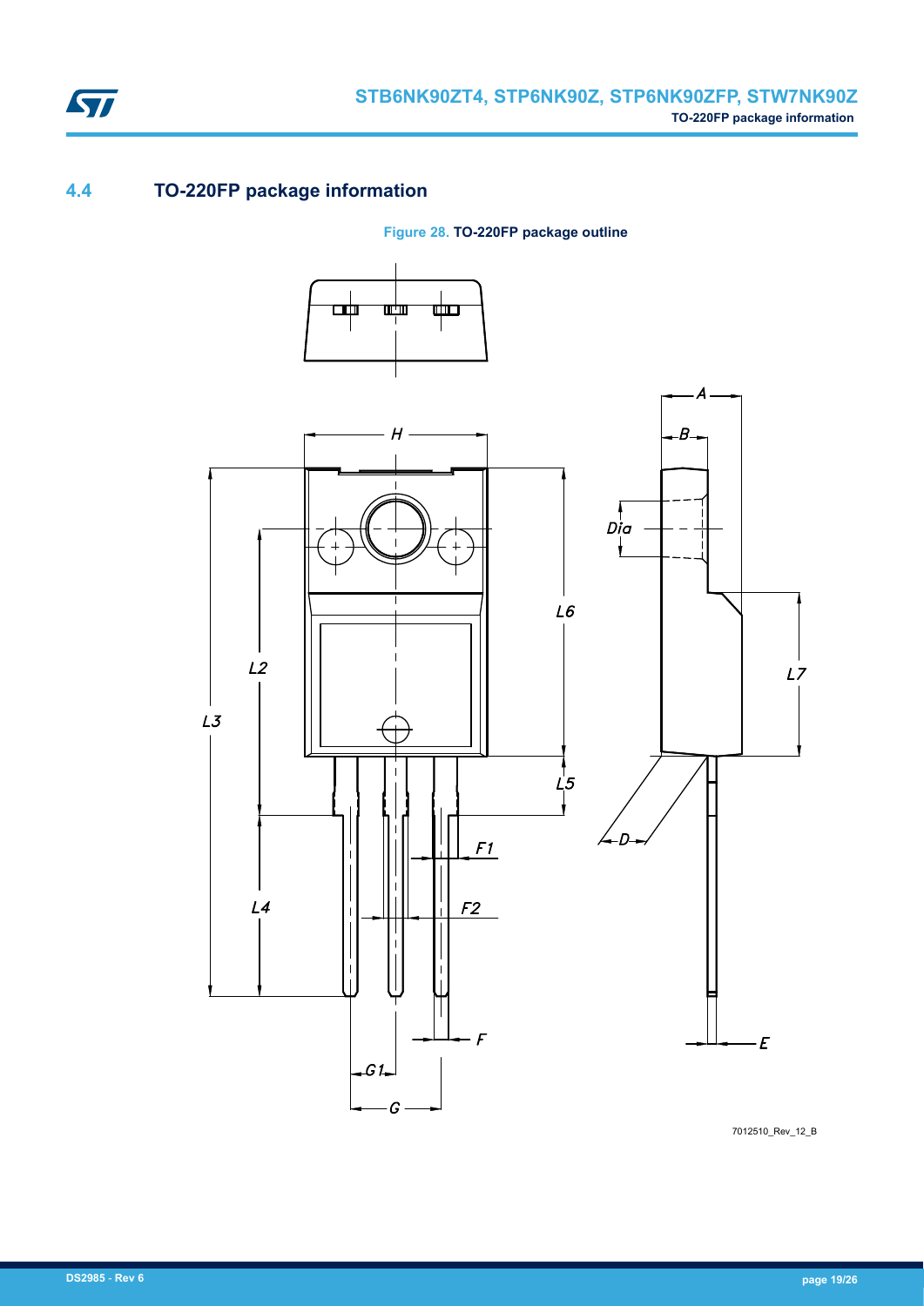## 4.4 TO-220FP package information

Figure 28. TO-220FP package outline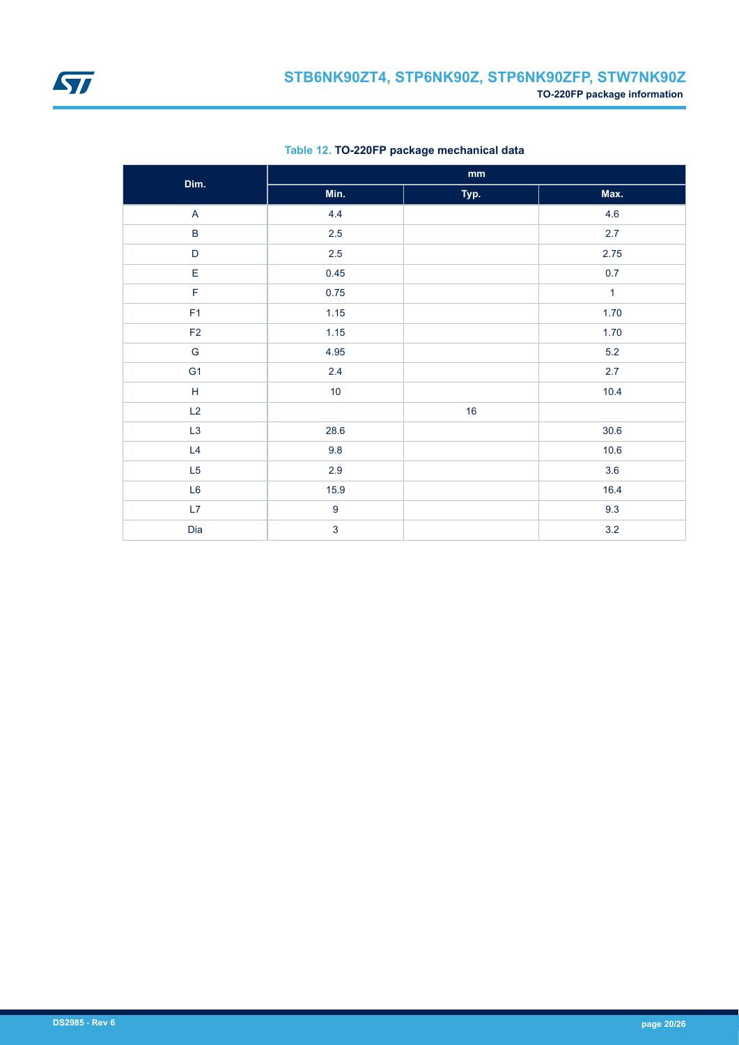**Table 12. TO-220FP package mechanical data**

| Dim. | mm | | |
|---|---|---|---|
| | Min. | Typ. | Max. |
| A | 4.4 | | 4.6 |
| B | 2.5 | | 2.7 |
| D | 2.5 | | 2.75 |
| E | 0.45 | | 0.7 |
| F | 0.75 | | 1 |
| F1 | 1.15 | | 1.70 |
| F2 | 1.15 | | 1.70 |
| G | 4.95 | | 5.2 |
| G1 | 2.4 | | 2.7 |
| H | 10 | | 10.4 |
| L2 | | 16 | |
| L3 | 28.6 | | 30.6 |
| L4 | 9.8 | | 10.6 |
| L5 | 2.9 | | 3.6 |
| L6 | 15.9 | | 16.4 |
| L7 | 9 | | 9.3 |
| Dia | 3 | | 3.2 |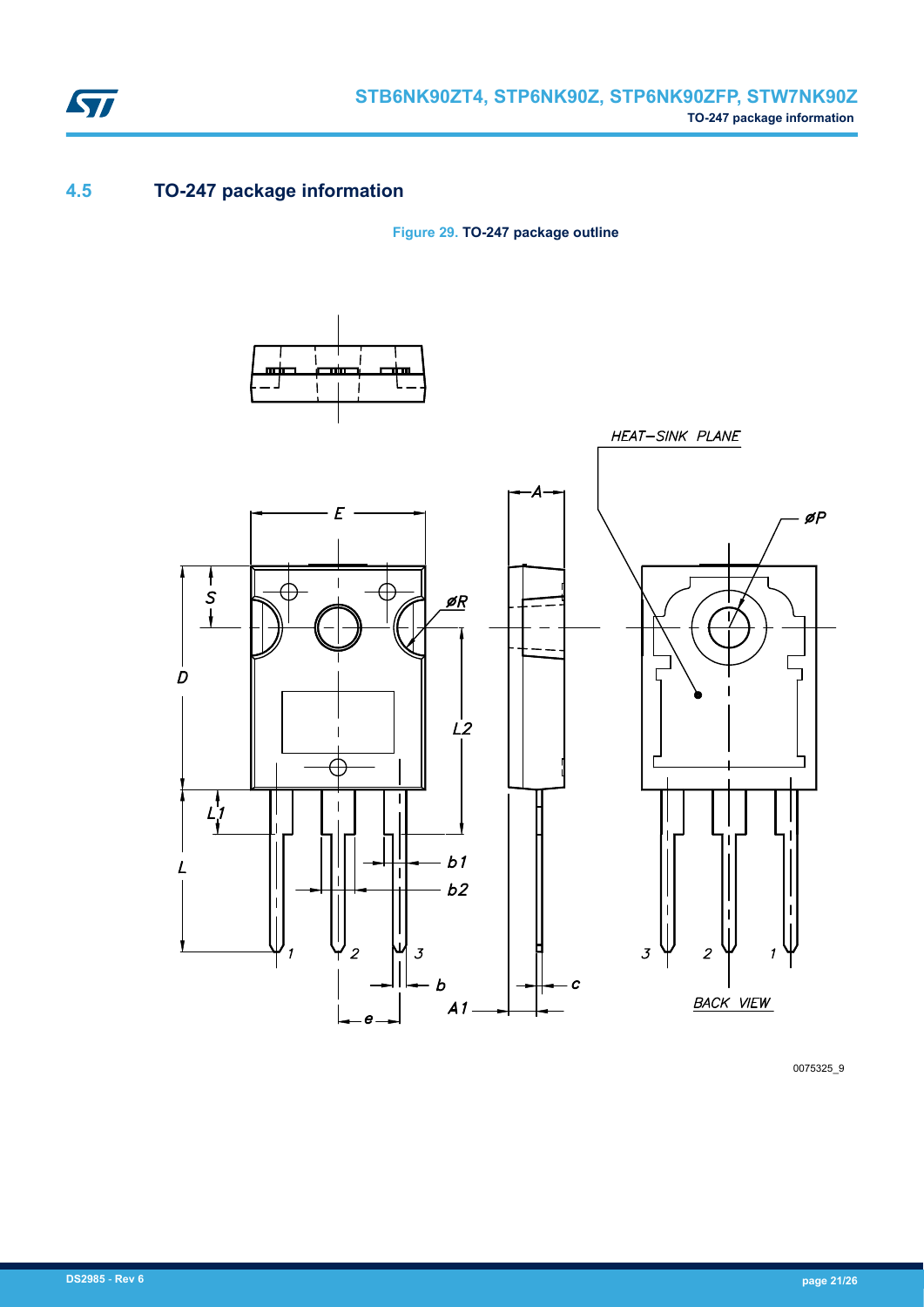## 4.5 TO-247 package information

**Figure 29. TO-247 package outline**

0075325_9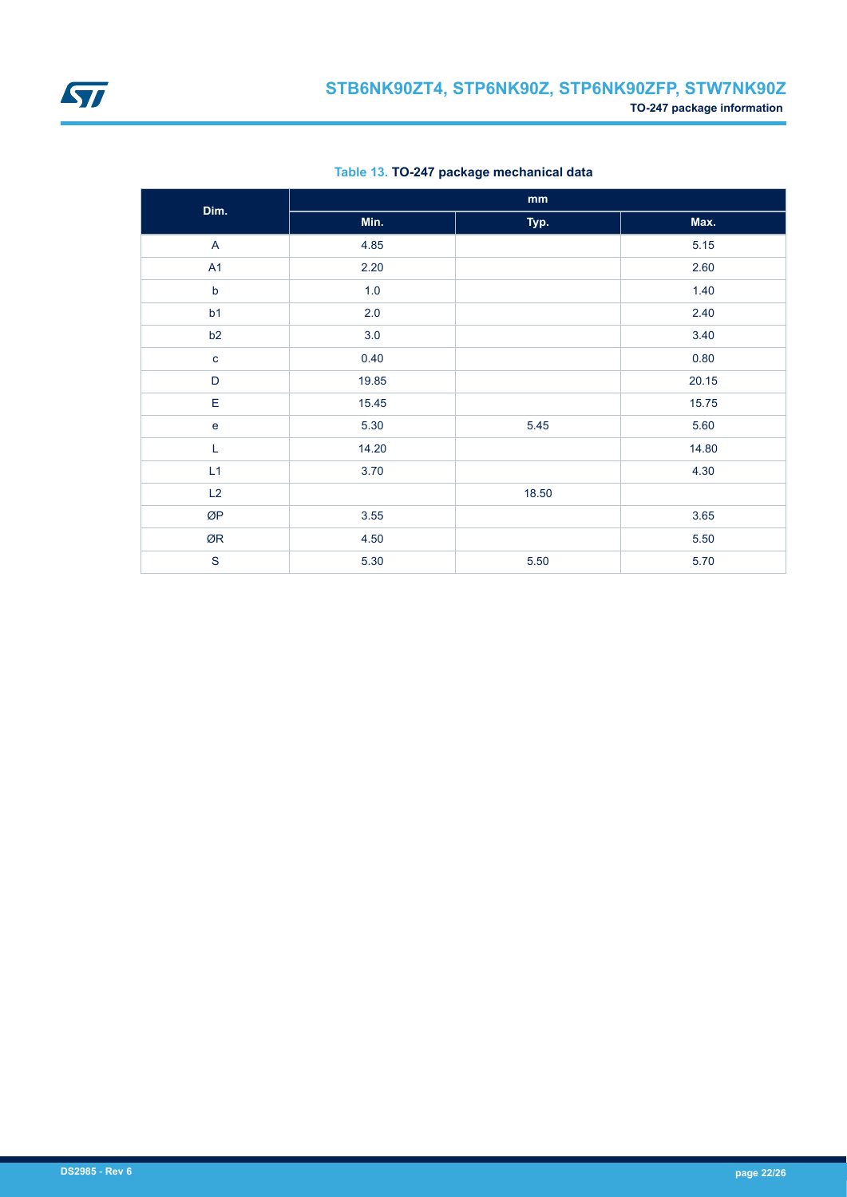Table 13. **TO-247 package mechanical data**

| Dim. | mm | | |
|---|---|---|---|
| | Min. | Typ. | Max. |
| A | 4.85 | | 5.15 |
| A1 | 2.20 | | 2.60 |
| b | 1.0 | | 1.40 |
| b1 | 2.0 | | 2.40 |
| b2 | 3.0 | | 3.40 |
| c | 0.40 | | 0.80 |
| D | 19.85 | | 20.15 |
| E | 15.45 | | 15.75 |
| e | 5.30 | 5.45 | 5.60 |
| L | 14.20 | | 14.80 |
| L1 | 3.70 | | 4.30 |
| L2 | | 18.50 | |
| ØP | 3.55 | | 3.65 |
| ØR | 4.50 | | 5.50 |
| S | 5.30 | 5.50 | 5.70 |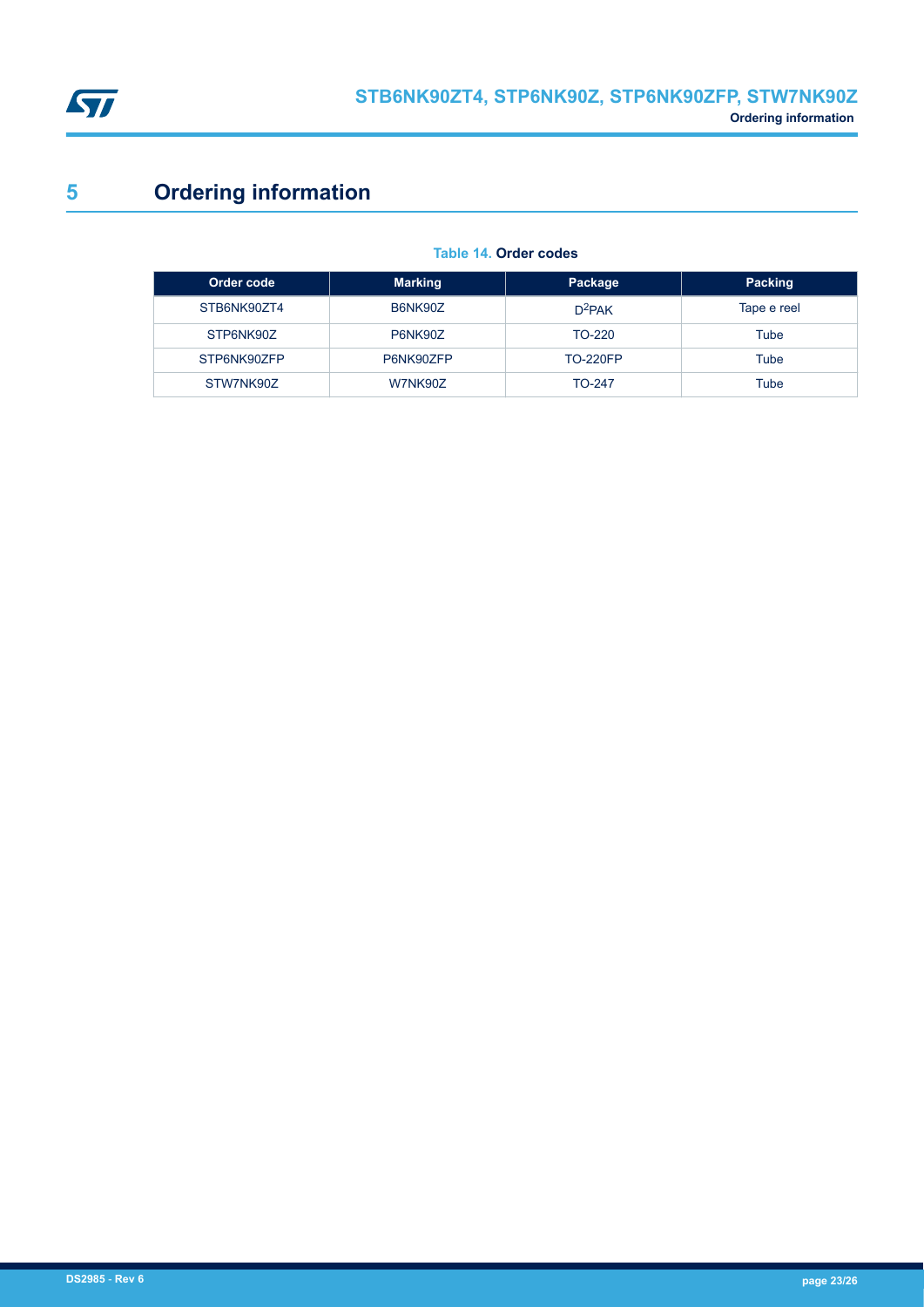# 5 Ordering information

**Table 14. Order codes**

| Order code | Marking | Package | Packing |
|---|---|---|---|
| STB6NK90ZT4 | B6NK90Z | $D^2PAK$ | Tape e reel |
| STP6NK90Z | P6NK90Z | TO-220 | Tube |
| STP6NK90ZFP | P6NK90ZFP | TO-220FP | Tube |
| STW7NK90Z | W7NK90Z | TO-247 | Tube |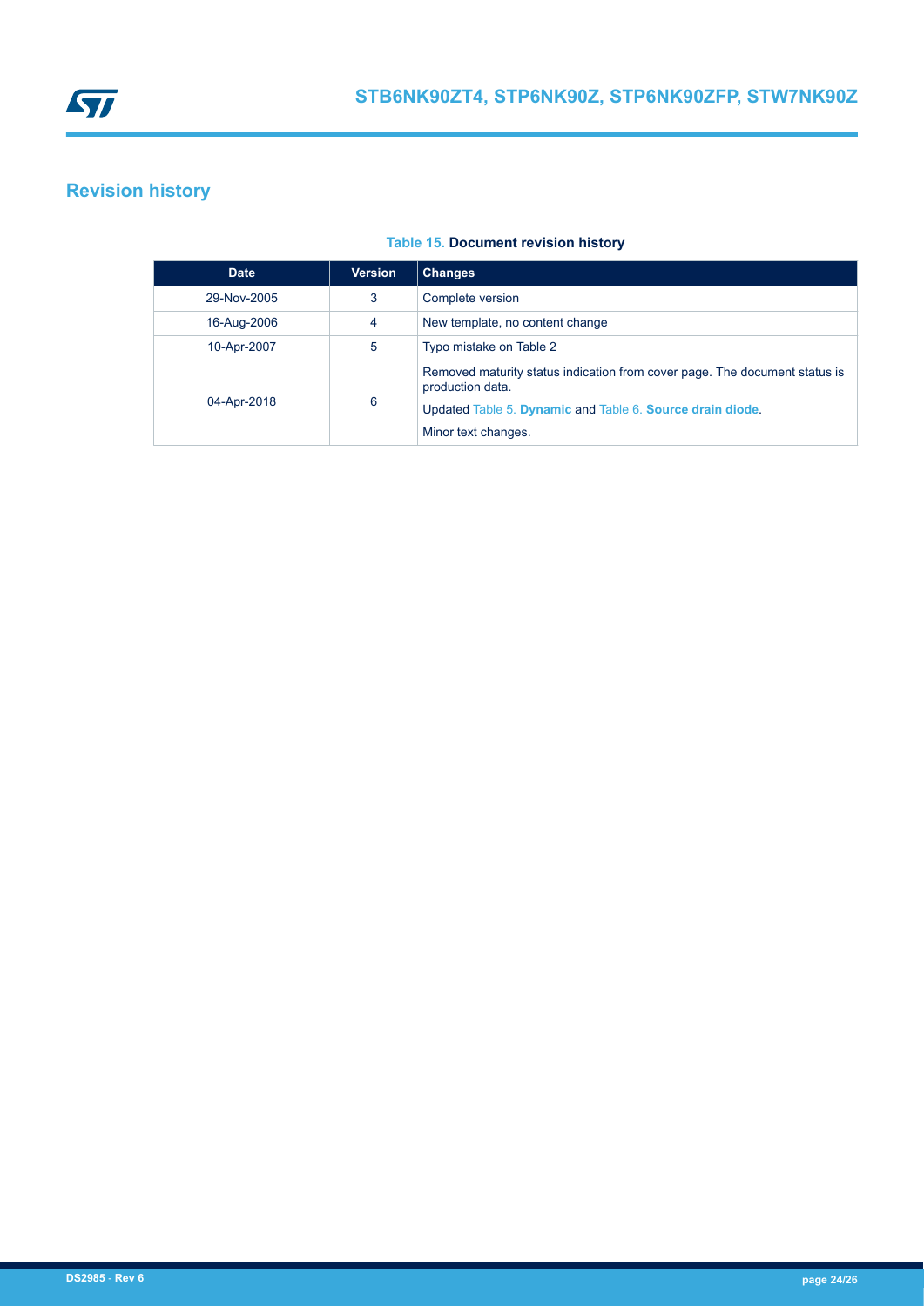## Revision history

**Table 15. Document revision history**

| Date | Version | Changes |
| --- | --- | --- |
| 29-Nov-2005 | 3 | Complete version |
| 16-Aug-2006 | 4 | New template, no content change |
| 10-Apr-2007 | 5 | Typo mistake on Table 2 |
| 04-Apr-2018 | 6 | Removed maturity status indication from cover page. The document status is production data.<br>Updated Table 5. **Dynamic** and Table 6. **Source drain diode**.<br>Minor text changes. |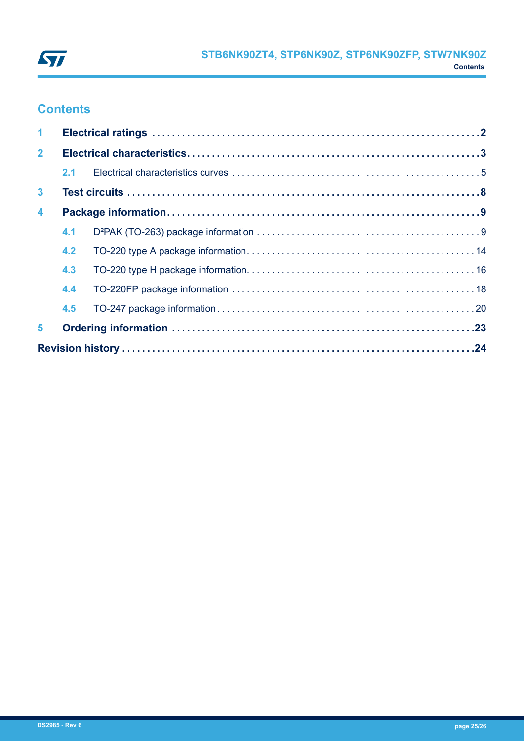## Contents

| | | |
|---|---|---|
| **1** | **Electrical ratings** | **2** |
| **2** | **Electrical characteristics** | **3** |
| 2.1 | Electrical characteristics curves | 5 |
| **3** | **Test circuits** | **8** |
| **4** | **Package information** | **9** |
| 4.1 | D²PAK (TO-263) package information | 9 |
| 4.2 | TO-220 type A package information | 14 |
| 4.3 | TO-220 type H package information | 16 |
| 4.4 | TO-220FP package information | 18 |
| 4.5 | TO-247 package information | 20 |
| **5** | **Ordering information** | **23** |
| | **Revision history** | **24** |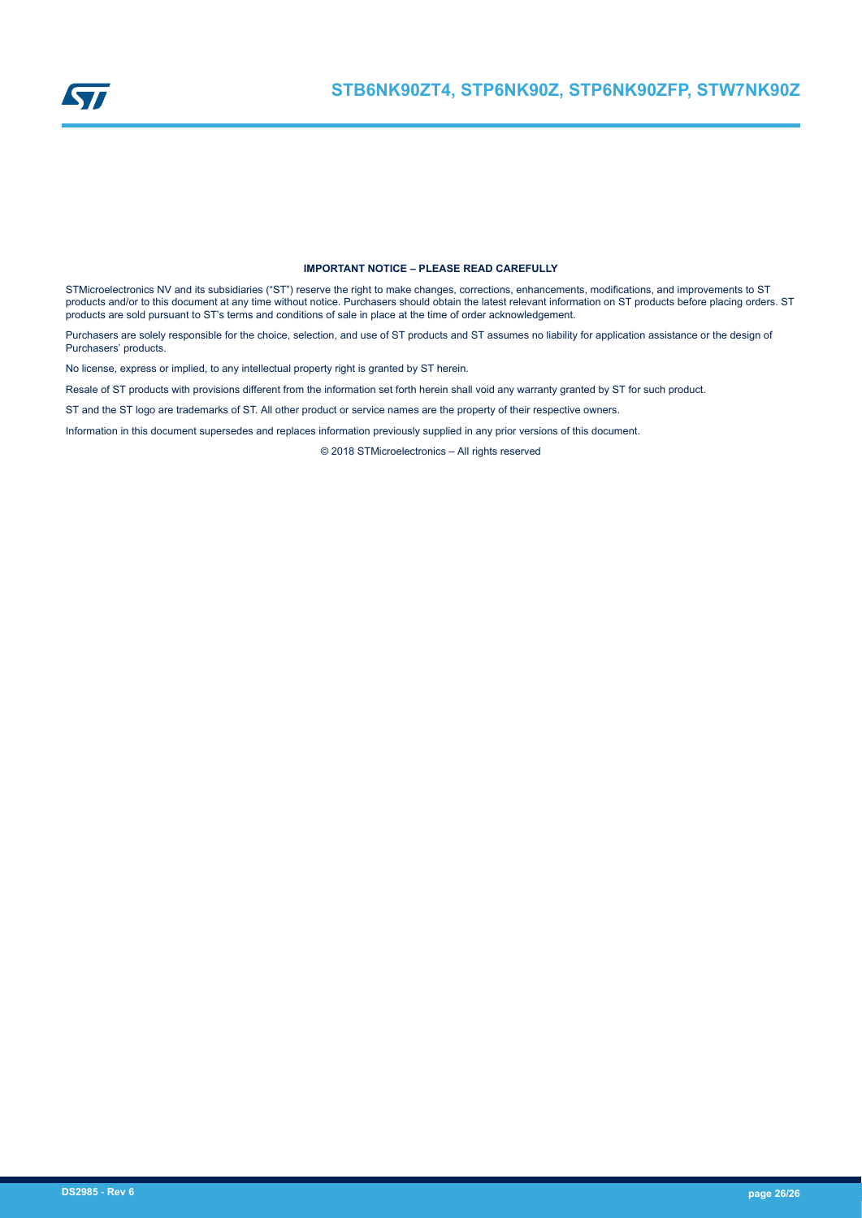**IMPORTANT NOTICE – PLEASE READ CAREFULLY**

STMicroelectronics NV and its subsidiaries ("ST") reserve the right to make changes, corrections, enhancements, modifications, and improvements to ST products and/or to this document at any time without notice. Purchasers should obtain the latest relevant information on ST products before placing orders. ST products are sold pursuant to ST's terms and conditions of sale in place at the time of order acknowledgement.

Purchasers are solely responsible for the choice, selection, and use of ST products and ST assumes no liability for application assistance or the design of Purchasers' products.

No license, express or implied, to any intellectual property right is granted by ST herein.

Resale of ST products with provisions different from the information set forth herein shall void any warranty granted by ST for such product.

ST and the ST logo are trademarks of ST. All other product or service names are the property of their respective owners.

Information in this document supersedes and replaces information previously supplied in any prior versions of this document.

© 2018 STMicroelectronics – All rights reserved